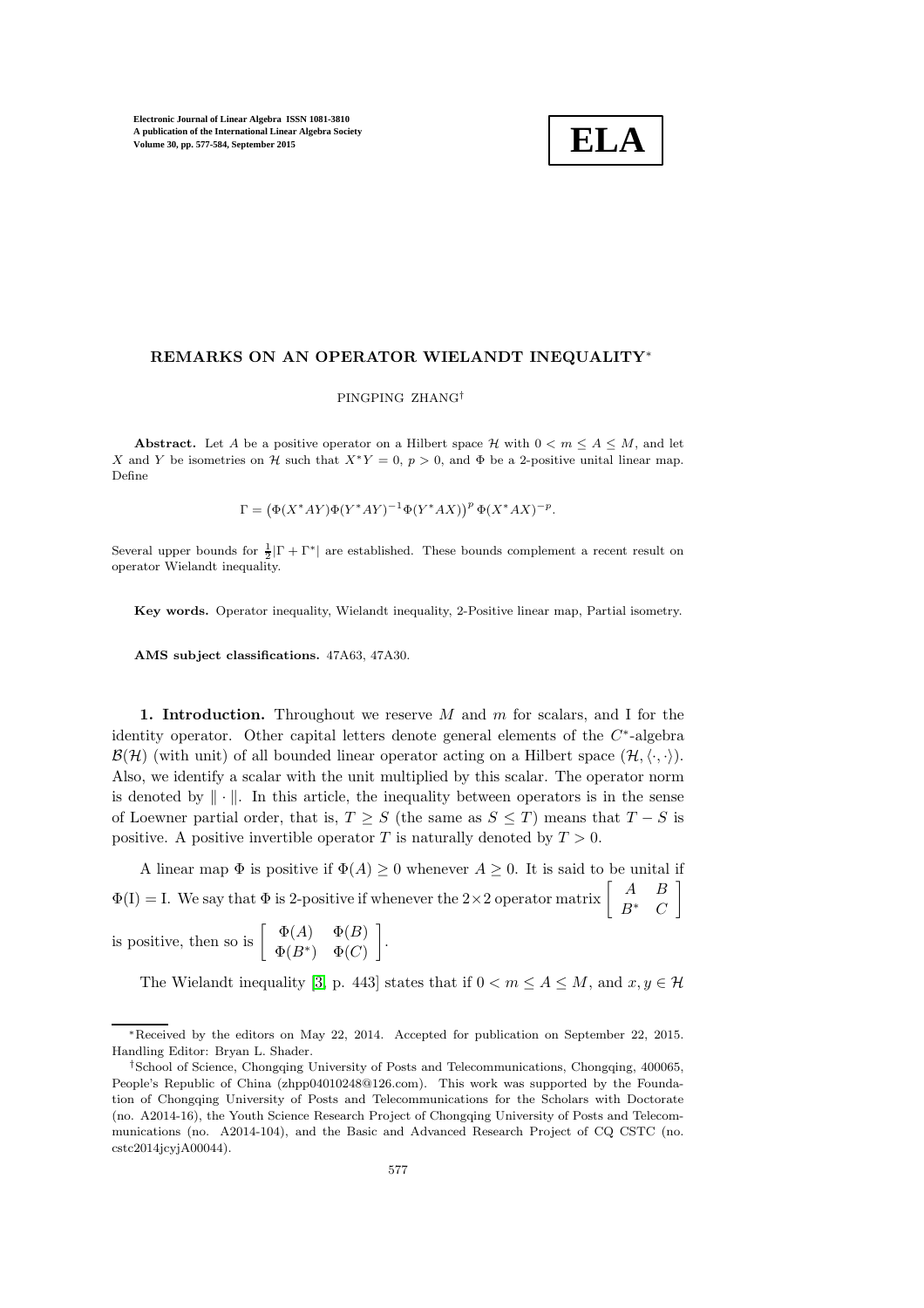# REMARKS ON AN OPERATOR WIELANDT INEQUALITY*

PINGPING ZHANG†

**Abstract.** Let $A$ be a positive operator on a Hilbert space $\mathcal{H}$ with $0 < m \leq A \leq M$, and let $X$ and $Y$ be isometries on $\mathcal{H}$ such that $X^*Y = 0$, $p > 0$, and $\Phi$ be a 2-positive unital linear map. Define

$$\Gamma = \left(\Phi(X^*AY)\Phi(Y^*AY)^{-1}\Phi(Y^*AX)\right)^p \Phi(X^*AX)^{-p}.$$

Several upper bounds for $\frac{1}{2}|\Gamma + \Gamma^*|$ are established. These bounds complement a recent result on operator Wielandt inequality.

**Key words.** Operator inequality, Wielandt inequality, 2-Positive linear map, Partial isometry.

**AMS subject classifications.** 47A63, 47A30.

**1. Introduction.** Throughout we reserve $M$ and $m$ for scalars, and I for the identity operator. Other capital letters denote general elements of the $C^*$-algebra $\mathcal{B}(\mathcal{H})$ (with unit) of all bounded linear operator acting on a Hilbert space $(\mathcal{H}, \langle\cdot,\cdot\rangle)$. Also, we identify a scalar with the unit multiplied by this scalar. The operator norm is denoted by $\|\cdot\|$. In this article, the inequality between operators is in the sense of Loewner partial order, that is, $T \geq S$ (the same as $S \leq T$) means that $T - S$ is positive. A positive invertible operator $T$ is naturally denoted by $T > 0$.

A linear map $\Phi$ is positive if $\Phi(A) \geq 0$ whenever $A \geq 0$. It is said to be unital if $\Phi(\mathrm{I}) = \mathrm{I}$. We say that $\Phi$ is 2-positive if whenever the $2\times 2$ operator matrix $\begin{bmatrix} A & B \\ B^* & C \end{bmatrix}$ is positive, then so is $\begin{bmatrix} \Phi(A) & \Phi(B) \\ \Phi(B^*) & \Phi(C) \end{bmatrix}$.

The Wielandt inequality [3, p. 443] states that if $0 < m \leq A \leq M$, and $x, y \in \mathcal{H}$

---

*Received by the editors on May 22, 2014. Accepted for publication on September 22, 2015. Handling Editor: Bryan L. Shader.

†School of Science, Chongqing University of Posts and Telecommunications, Chongqing, 400065, People's Republic of China (zhpp04010248@126.com). This work was supported by the Foundation of Chongqing University of Posts and Telecommunications for the Scholars with Doctorate (no. A2014-16), the Youth Science Research Project of Chongqing University of Posts and Telecommunications (no. A2014-104), and the Basic and Advanced Research Project of CQ CSTC (no. cstc2014jcyjA00044).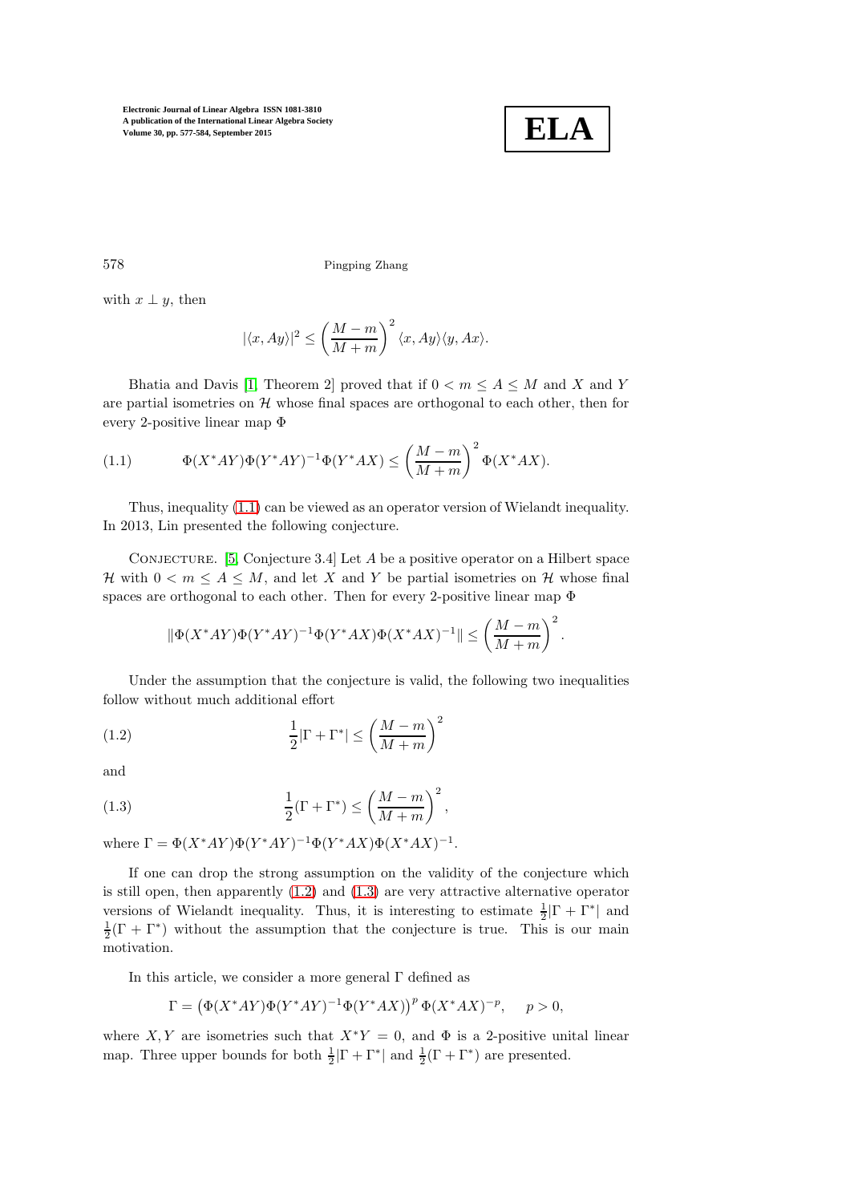with $x \perp y$, then

$$|\langle x, Ay\rangle|^2 \le \left(\frac{M-m}{M+m}\right)^2 \langle x, Ay\rangle\langle y, Ax\rangle.$$

Bhatia and Davis [1, Theorem 2] proved that if $0 < m \le A \le M$ and $X$ and $Y$ are partial isometries on $\mathcal{H}$ whose final spaces are orthogonal to each other, then for every 2-positive linear map $\Phi$

$$\Phi(X^*AY)\Phi(Y^*AY)^{-1}\Phi(Y^*AX) \le \left(\frac{M-m}{M+m}\right)^2 \Phi(X^*AX). \tag{1.1}$$

Thus, inequality (1.1) can be viewed as an operator version of Wielandt inequality. In 2013, Lin presented the following conjecture.

Conjecture. [5, Conjecture 3.4] Let $A$ be a positive operator on a Hilbert space $\mathcal{H}$ with $0 < m \le A \le M$, and let $X$ and $Y$ be partial isometries on $\mathcal{H}$ whose final spaces are orthogonal to each other. Then for every 2-positive linear map $\Phi$

$$\|\Phi(X^*AY)\Phi(Y^*AY)^{-1}\Phi(Y^*AX)\Phi(X^*AX)^{-1}\| \le \left(\frac{M-m}{M+m}\right)^2.$$

Under the assumption that the conjecture is valid, the following two inequalities follow without much additional effort

$$\frac{1}{2}|\Gamma + \Gamma^*| \le \left(\frac{M-m}{M+m}\right)^2 \tag{1.2}$$

and

$$\frac{1}{2}(\Gamma + \Gamma^*) \le \left(\frac{M-m}{M+m}\right)^2, \tag{1.3}$$

where $\Gamma = \Phi(X^*AY)\Phi(Y^*AY)^{-1}\Phi(Y^*AX)\Phi(X^*AX)^{-1}$.

If one can drop the strong assumption on the validity of the conjecture which is still open, then apparently (1.2) and (1.3) are very attractive alternative operator versions of Wielandt inequality. Thus, it is interesting to estimate $\frac{1}{2}|\Gamma + \Gamma^*|$ and $\frac{1}{2}(\Gamma + \Gamma^*)$ without the assumption that the conjecture is true. This is our main motivation.

In this article, we consider a more general $\Gamma$ defined as

$$\Gamma = \left(\Phi(X^*AY)\Phi(Y^*AY)^{-1}\Phi(Y^*AX)\right)^p \Phi(X^*AX)^{-p}, \quad p > 0,$$

where $X, Y$ are isometries such that $X^*Y = 0$, and $\Phi$ is a 2-positive unital linear map. Three upper bounds for both $\frac{1}{2}|\Gamma + \Gamma^*|$ and $\frac{1}{2}(\Gamma + \Gamma^*)$ are presented.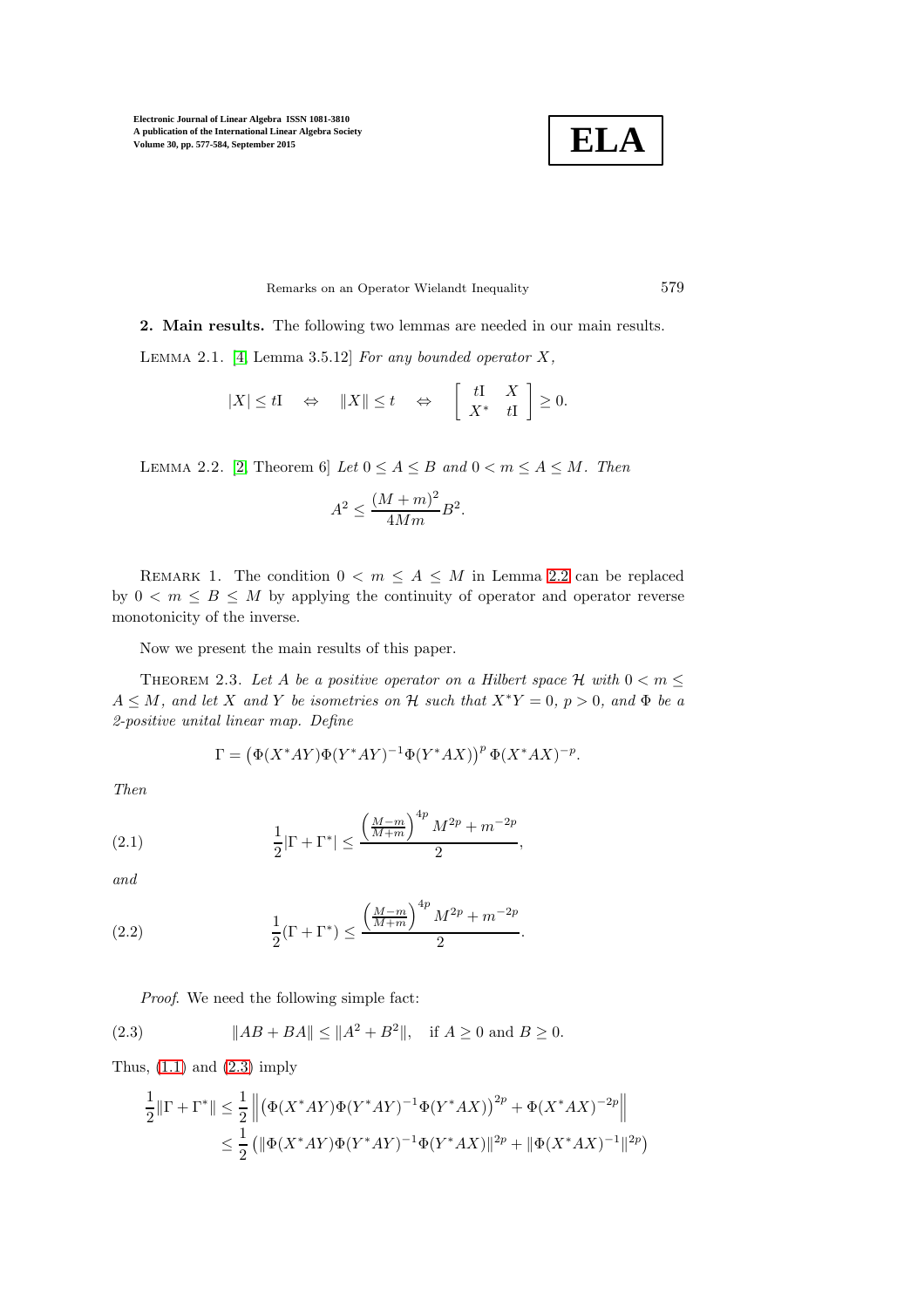**2. Main results.** The following two lemmas are needed in our main results.

LEMMA 2.1. [4, Lemma 3.5.12] *For any bounded operator $X$,*

$$|X| \le t\mathrm{I} \quad \Leftrightarrow \quad \|X\| \le t \quad \Leftrightarrow \quad \begin{bmatrix} t\mathrm{I} & X \\ X^* & t\mathrm{I} \end{bmatrix} \ge 0.$$

LEMMA 2.2. [2, Theorem 6] *Let $0 \le A \le B$ and $0 < m \le A \le M$. Then*

$$A^2 \le \frac{(M+m)^2}{4Mm} B^2.$$

REMARK 1. The condition $0 < m \le A \le M$ in Lemma 2.2 can be replaced by $0 < m \le B \le M$ by applying the continuity of operator and operator reverse monotonicity of the inverse.

Now we present the main results of this paper.

THEOREM 2.3. *Let $A$ be a positive operator on a Hilbert space $\mathcal{H}$ with $0 < m \le A \le M$, and let $X$ and $Y$ be isometries on $\mathcal{H}$ such that $X^*Y = 0$, $p > 0$, and $\Phi$ be a 2-positive unital linear map. Define*

$$\Gamma = \left(\Phi(X^*AY)\Phi(Y^*AY)^{-1}\Phi(Y^*AX)\right)^p \Phi(X^*AX)^{-p}.$$

*Then*

$$\frac{1}{2}|\Gamma + \Gamma^*| \le \frac{\left(\frac{M-m}{M+m}\right)^{4p} M^{2p} + m^{-2p}}{2}, \tag{2.1}$$

*and*

$$\frac{1}{2}(\Gamma + \Gamma^*) \le \frac{\left(\frac{M-m}{M+m}\right)^{4p} M^{2p} + m^{-2p}}{2}. \tag{2.2}$$

*Proof.* We need the following simple fact:

$$\|AB + BA\| \le \|A^2 + B^2\|, \quad \text{if } A \ge 0 \text{ and } B \ge 0. \tag{2.3}$$

Thus, (1.1) and (2.3) imply

$$\begin{aligned}
\frac{1}{2}\|\Gamma + \Gamma^*\| &\le \frac{1}{2}\left\|\left(\Phi(X^*AY)\Phi(Y^*AY)^{-1}\Phi(Y^*AX)\right)^{2p} + \Phi(X^*AX)^{-2p}\right\| \\
&\le \frac{1}{2}\left(\|\Phi(X^*AY)\Phi(Y^*AY)^{-1}\Phi(Y^*AX)\|^{2p} + \|\Phi(X^*AX)^{-1}\|^{2p}\right)
\end{aligned}$$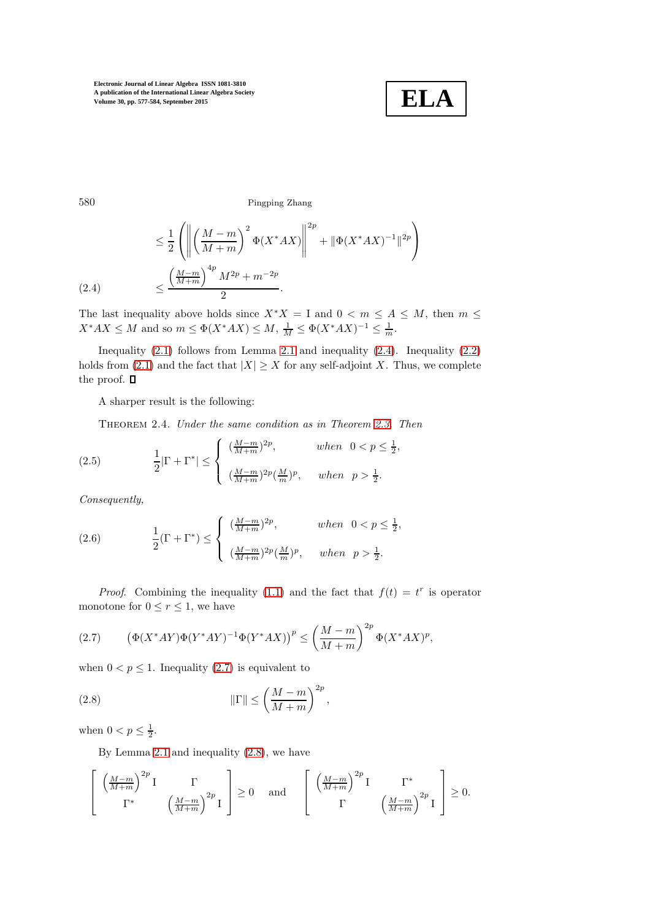$$
\leq \frac{1}{2}\left(\left\|\left(\frac{M-m}{M+m}\right)^2 \Phi(X^*AX)\right\|^{2p} + \|\Phi(X^*AX)^{-1}\|^{2p}\right)
$$

$$
\leq \frac{\left(\frac{M-m}{M+m}\right)^{4p} M^{2p} + m^{-2p}}{2}. \tag{2.4}
$$

The last inequality above holds since $X^*X = \mathrm{I}$ and $0 < m \leq A \leq M$, then $m \leq X^*AX \leq M$ and so $m \leq \Phi(X^*AX) \leq M$, $\frac{1}{M} \leq \Phi(X^*AX)^{-1} \leq \frac{1}{m}$.

Inequality (2.1) follows from Lemma 2.1 and inequality (2.4). Inequality (2.2) holds from (2.1) and the fact that $|X| \geq X$ for any self-adjoint $X$. Thus, we complete the proof. $\square$

A sharper result is the following:

Theorem 2.4. *Under the same condition as in Theorem 2.3. Then*

$$
\frac{1}{2}|\Gamma + \Gamma^*| \leq \begin{cases} (\frac{M-m}{M+m})^{2p}, & \textit{when} \;\; 0 < p \leq \frac{1}{2}, \\ (\frac{M-m}{M+m})^{2p}(\frac{M}{m})^{p}, & \textit{when} \;\; p > \frac{1}{2}. \end{cases} \tag{2.5}
$$

*Consequently,*

$$
\frac{1}{2}(\Gamma + \Gamma^*) \leq \begin{cases} (\frac{M-m}{M+m})^{2p}, & \textit{when} \;\; 0 < p \leq \frac{1}{2}, \\ (\frac{M-m}{M+m})^{2p}(\frac{M}{m})^{p}, & \textit{when} \;\; p > \frac{1}{2}. \end{cases} \tag{2.6}
$$

*Proof.* Combining the inequality (1.1) and the fact that $f(t) = t^r$ is operator monotone for $0 \leq r \leq 1$, we have

$$
\left(\Phi(X^*AY)\Phi(Y^*AY)^{-1}\Phi(Y^*AX)\right)^p \leq \left(\frac{M-m}{M+m}\right)^{2p} \Phi(X^*AX)^p, \tag{2.7}
$$

when $0 < p \leq 1$. Inequality (2.7) is equivalent to

$$
\|\Gamma\| \leq \left(\frac{M-m}{M+m}\right)^{2p}, \tag{2.8}
$$

when $0 < p \leq \frac{1}{2}$.

By Lemma 2.1 and inequality (2.8), we have

$$
\begin{bmatrix} \left(\frac{M-m}{M+m}\right)^{2p}\mathrm{I} & \Gamma \\ \Gamma^* & \left(\frac{M-m}{M+m}\right)^{2p}\mathrm{I} \end{bmatrix} \geq 0 \quad \text{and} \quad \begin{bmatrix} \left(\frac{M-m}{M+m}\right)^{2p}\mathrm{I} & \Gamma^* \\ \Gamma & \left(\frac{M-m}{M+m}\right)^{2p}\mathrm{I} \end{bmatrix} \geq 0.
$$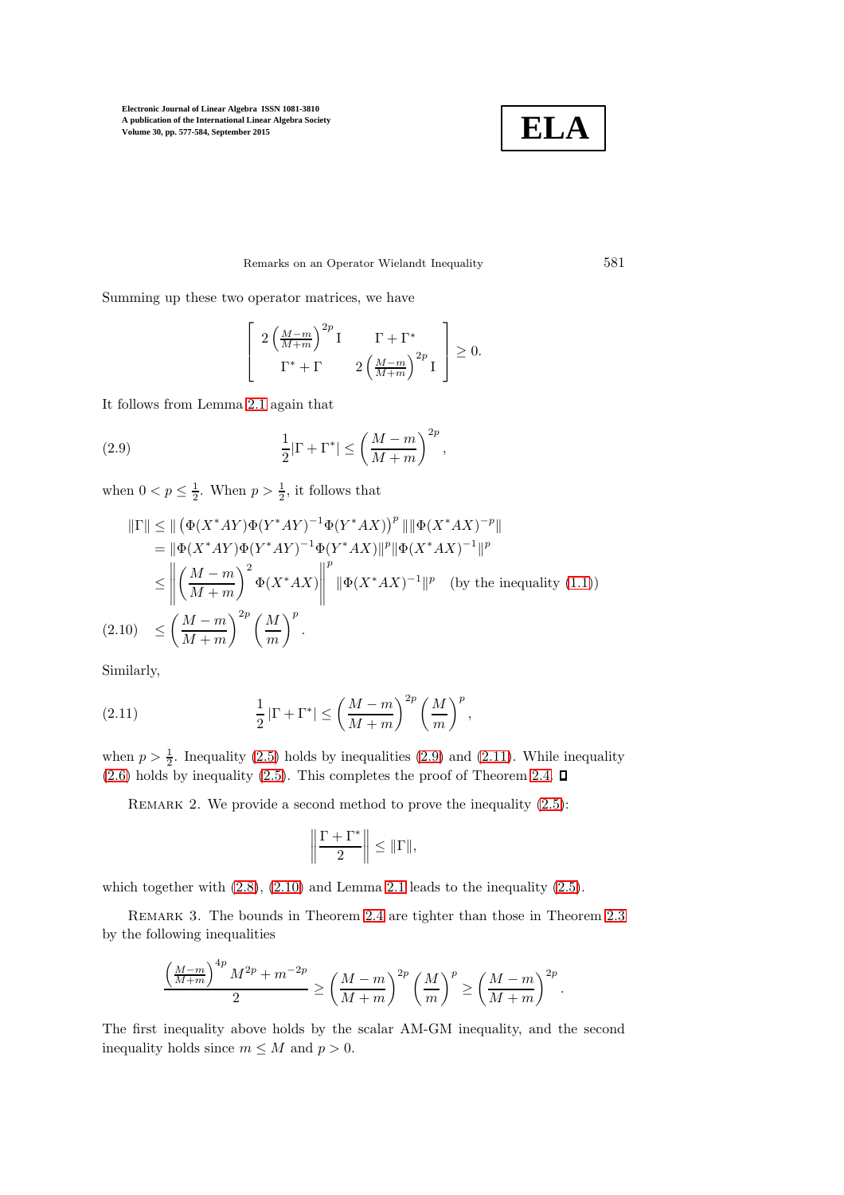Summing up these two operator matrices, we have

$$\begin{bmatrix} 2\left(\frac{M-m}{M+m}\right)^{2p}\mathrm{I} & \Gamma+\Gamma^* \\ \Gamma^*+\Gamma & 2\left(\frac{M-m}{M+m}\right)^{2p}\mathrm{I} \end{bmatrix} \geq 0.$$

It follows from Lemma 2.1 again that

$$\frac{1}{2}|\Gamma+\Gamma^*| \leq \left(\frac{M-m}{M+m}\right)^{2p}, \tag{2.9}$$

when $0 < p \leq \frac{1}{2}$. When $p > \frac{1}{2}$, it follows that

$$\begin{aligned}
\|\Gamma\| &\leq \| \left(\Phi(X^*AY)\Phi(Y^*AY)^{-1}\Phi(Y^*AX)\right)^p \| \|\Phi(X^*AX)^{-p}\| \\
&= \|\Phi(X^*AY)\Phi(Y^*AY)^{-1}\Phi(Y^*AX)\|^p \|\Phi(X^*AX)^{-1}\|^p \\
&\leq \left\| \left(\frac{M-m}{M+m}\right)^2 \Phi(X^*AX)\right\|^p \|\Phi(X^*AX)^{-1}\|^p \quad \text{(by the inequality (1.1))} \\
&\leq \left(\frac{M-m}{M+m}\right)^{2p}\left(\frac{M}{m}\right)^p. 
\end{aligned} \tag{2.10}$$

Similarly,

$$\frac{1}{2}|\Gamma+\Gamma^*| \leq \left(\frac{M-m}{M+m}\right)^{2p}\left(\frac{M}{m}\right)^p, \tag{2.11}$$

when $p > \frac{1}{2}$. Inequality (2.5) holds by inequalities (2.9) and (2.11). While inequality (2.6) holds by inequality (2.5). This completes the proof of Theorem 2.4. ∎

Remark 2. We provide a second method to prove the inequality (2.5):

$$\left\|\frac{\Gamma+\Gamma^*}{2}\right\| \leq \|\Gamma\|,$$

which together with (2.8), (2.10) and Lemma 2.1 leads to the inequality (2.5).

Remark 3. The bounds in Theorem 2.4 are tighter than those in Theorem 2.3 by the following inequalities

$$\frac{\left(\frac{M-m}{M+m}\right)^{4p} M^{2p} + m^{-2p}}{2} \geq \left(\frac{M-m}{M+m}\right)^{2p}\left(\frac{M}{m}\right)^p \geq \left(\frac{M-m}{M+m}\right)^{2p}.$$

The first inequality above holds by the scalar AM-GM inequality, and the second inequality holds since $m \leq M$ and $p > 0$.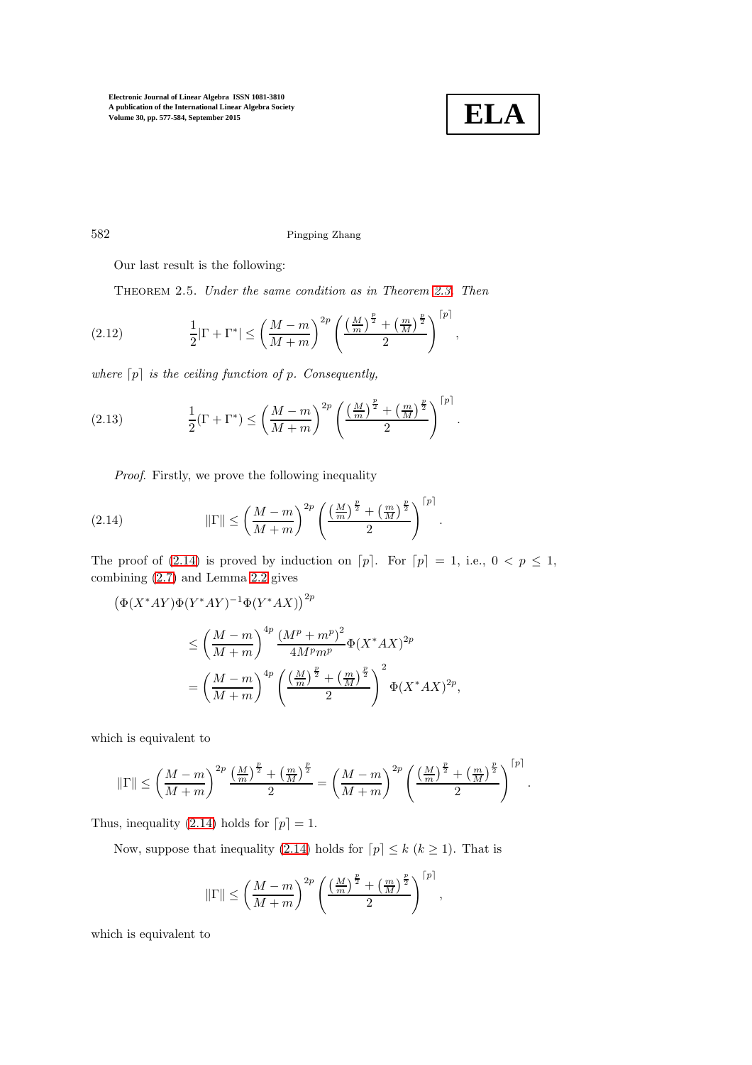Our last result is the following:

Theorem 2.5. *Under the same condition as in Theorem 2.3. Then*

$$\frac{1}{2}|\Gamma+\Gamma^*| \le \left(\frac{M-m}{M+m}\right)^{2p}\left(\frac{\left(\frac{M}{m}\right)^{\frac{p}{2}}+\left(\frac{m}{M}\right)^{\frac{p}{2}}}{2}\right)^{\lceil p\rceil}, \tag{2.12}$$

*where* $\lceil p\rceil$ *is the ceiling function of* $p$. *Consequently,*

$$\frac{1}{2}(\Gamma+\Gamma^*) \le \left(\frac{M-m}{M+m}\right)^{2p}\left(\frac{\left(\frac{M}{m}\right)^{\frac{p}{2}}+\left(\frac{m}{M}\right)^{\frac{p}{2}}}{2}\right)^{\lceil p\rceil}. \tag{2.13}$$

*Proof*. Firstly, we prove the following inequality

$$\|\Gamma\| \le \left(\frac{M-m}{M+m}\right)^{2p}\left(\frac{\left(\frac{M}{m}\right)^{\frac{p}{2}}+\left(\frac{m}{M}\right)^{\frac{p}{2}}}{2}\right)^{\lceil p\rceil}. \tag{2.14}$$

The proof of (2.14) is proved by induction on $\lceil p\rceil$. For $\lceil p\rceil = 1$, i.e., $0 < p \le 1$, combining (2.7) and Lemma 2.2 gives

$$\begin{aligned}
&\left(\Phi(X^*AY)\Phi(Y^*AY)^{-1}\Phi(Y^*AX)\right)^{2p}\\
&\quad\le \left(\frac{M-m}{M+m}\right)^{4p}\frac{(M^p+m^p)^2}{4M^pm^p}\Phi(X^*AX)^{2p}\\
&\quad= \left(\frac{M-m}{M+m}\right)^{4p}\left(\frac{\left(\frac{M}{m}\right)^{\frac{p}{2}}+\left(\frac{m}{M}\right)^{\frac{p}{2}}}{2}\right)^{2}\Phi(X^*AX)^{2p},
\end{aligned}$$

which is equivalent to

$$\|\Gamma\| \le \left(\frac{M-m}{M+m}\right)^{2p}\frac{\left(\frac{M}{m}\right)^{\frac{p}{2}}+\left(\frac{m}{M}\right)^{\frac{p}{2}}}{2} = \left(\frac{M-m}{M+m}\right)^{2p}\left(\frac{\left(\frac{M}{m}\right)^{\frac{p}{2}}+\left(\frac{m}{M}\right)^{\frac{p}{2}}}{2}\right)^{\lceil p\rceil}.$$

Thus, inequality (2.14) holds for $\lceil p\rceil = 1$.

Now, suppose that inequality (2.14) holds for $\lceil p\rceil \le k$ $(k \ge 1)$. That is

$$\|\Gamma\| \le \left(\frac{M-m}{M+m}\right)^{2p}\left(\frac{\left(\frac{M}{m}\right)^{\frac{p}{2}}+\left(\frac{m}{M}\right)^{\frac{p}{2}}}{2}\right)^{\lceil p\rceil},$$

which is equivalent to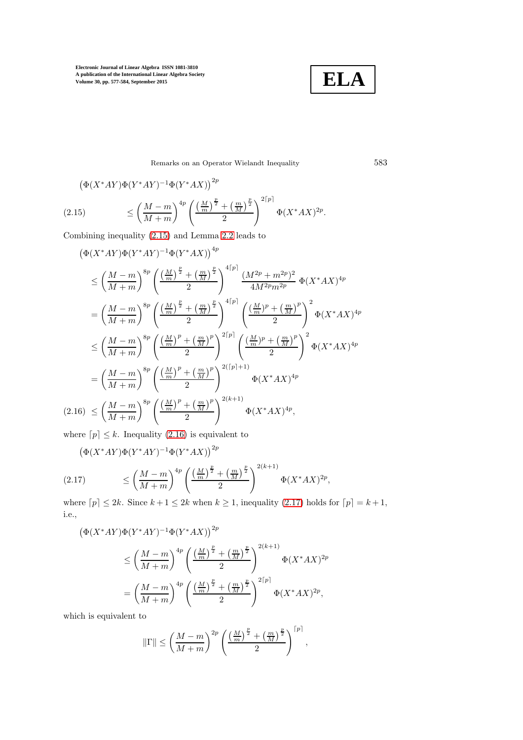$$
\begin{aligned}
&\left(\Phi(X^*AY)\Phi(Y^*AY)^{-1}\Phi(Y^*AX)\right)^{2p} \\
&\qquad \leq \left(\frac{M-m}{M+m}\right)^{4p} \left(\frac{\left(\frac{M}{m}\right)^{\frac{p}{2}} + \left(\frac{m}{M}\right)^{\frac{p}{2}}}{2}\right)^{2\lceil p\rceil} \Phi(X^*AX)^{2p}.
\end{aligned} \tag{2.15}
$$

Combining inequality (2.15) and Lemma 2.2 leads to

$$
\begin{aligned}
&\left(\Phi(X^*AY)\Phi(Y^*AY)^{-1}\Phi(Y^*AX)\right)^{4p} \\
&\leq \left(\frac{M-m}{M+m}\right)^{8p} \left(\frac{\left(\frac{M}{m}\right)^{\frac{p}{2}} + \left(\frac{m}{M}\right)^{\frac{p}{2}}}{2}\right)^{4\lceil p\rceil} \frac{(M^{2p}+m^{2p})^2}{4M^{2p}m^{2p}}\, \Phi(X^*AX)^{4p} \\
&= \left(\frac{M-m}{M+m}\right)^{8p} \left(\frac{\left(\frac{M}{m}\right)^{\frac{p}{2}} + \left(\frac{m}{M}\right)^{\frac{p}{2}}}{2}\right)^{4\lceil p\rceil} \left(\frac{(\frac{M}{m})^p + \left(\frac{m}{M}\right)^p}{2}\right)^2 \Phi(X^*AX)^{4p} \\
&\leq \left(\frac{M-m}{M+m}\right)^{8p} \left(\frac{\left(\frac{M}{m}\right)^{p} + \left(\frac{m}{M}\right)^{p}}{2}\right)^{2\lceil p\rceil} \left(\frac{(\frac{M}{m})^p + \left(\frac{m}{M}\right)^p}{2}\right)^2 \Phi(X^*AX)^{4p} \\
&= \left(\frac{M-m}{M+m}\right)^{8p} \left(\frac{\left(\frac{M}{m}\right)^{p} + \left(\frac{m}{M}\right)^{p}}{2}\right)^{2(\lceil p\rceil+1)} \Phi(X^*AX)^{4p}
\end{aligned}
$$

$$
\leq \left(\frac{M-m}{M+m}\right)^{8p} \left(\frac{\left(\frac{M}{m}\right)^{p} + \left(\frac{m}{M}\right)^{p}}{2}\right)^{2(k+1)} \Phi(X^*AX)^{4p}, \tag{2.16}
$$

where $\lceil p\rceil \leq k$. Inequality (2.16) is equivalent to

$$
\begin{aligned}
&\left(\Phi(X^*AY)\Phi(Y^*AY)^{-1}\Phi(Y^*AX)\right)^{2p} \\
&\qquad \leq \left(\frac{M-m}{M+m}\right)^{4p} \left(\frac{\left(\frac{M}{m}\right)^{\frac{p}{2}} + \left(\frac{m}{M}\right)^{\frac{p}{2}}}{2}\right)^{2(k+1)} \Phi(X^*AX)^{2p},
\end{aligned} \tag{2.17}
$$

where $\lceil p\rceil \leq 2k$. Since $k+1 \leq 2k$ when $k \geq 1$, inequality (2.17) holds for $\lceil p\rceil = k+1$, i.e.,

$$
\begin{aligned}
&\left(\Phi(X^*AY)\Phi(Y^*AY)^{-1}\Phi(Y^*AX)\right)^{2p} \\
&\qquad \leq \left(\frac{M-m}{M+m}\right)^{4p} \left(\frac{\left(\frac{M}{m}\right)^{\frac{p}{2}} + \left(\frac{m}{M}\right)^{\frac{p}{2}}}{2}\right)^{2(k+1)} \Phi(X^*AX)^{2p} \\
&\qquad = \left(\frac{M-m}{M+m}\right)^{4p} \left(\frac{\left(\frac{M}{m}\right)^{\frac{p}{2}} + \left(\frac{m}{M}\right)^{\frac{p}{2}}}{2}\right)^{2\lceil p\rceil} \Phi(X^*AX)^{2p},
\end{aligned}
$$

which is equivalent to

$$
\|\Gamma\| \leq \left(\frac{M-m}{M+m}\right)^{2p} \left(\frac{\left(\frac{M}{m}\right)^{\frac{p}{2}} + \left(\frac{m}{M}\right)^{\frac{p}{2}}}{2}\right)^{\lceil p\rceil},
$$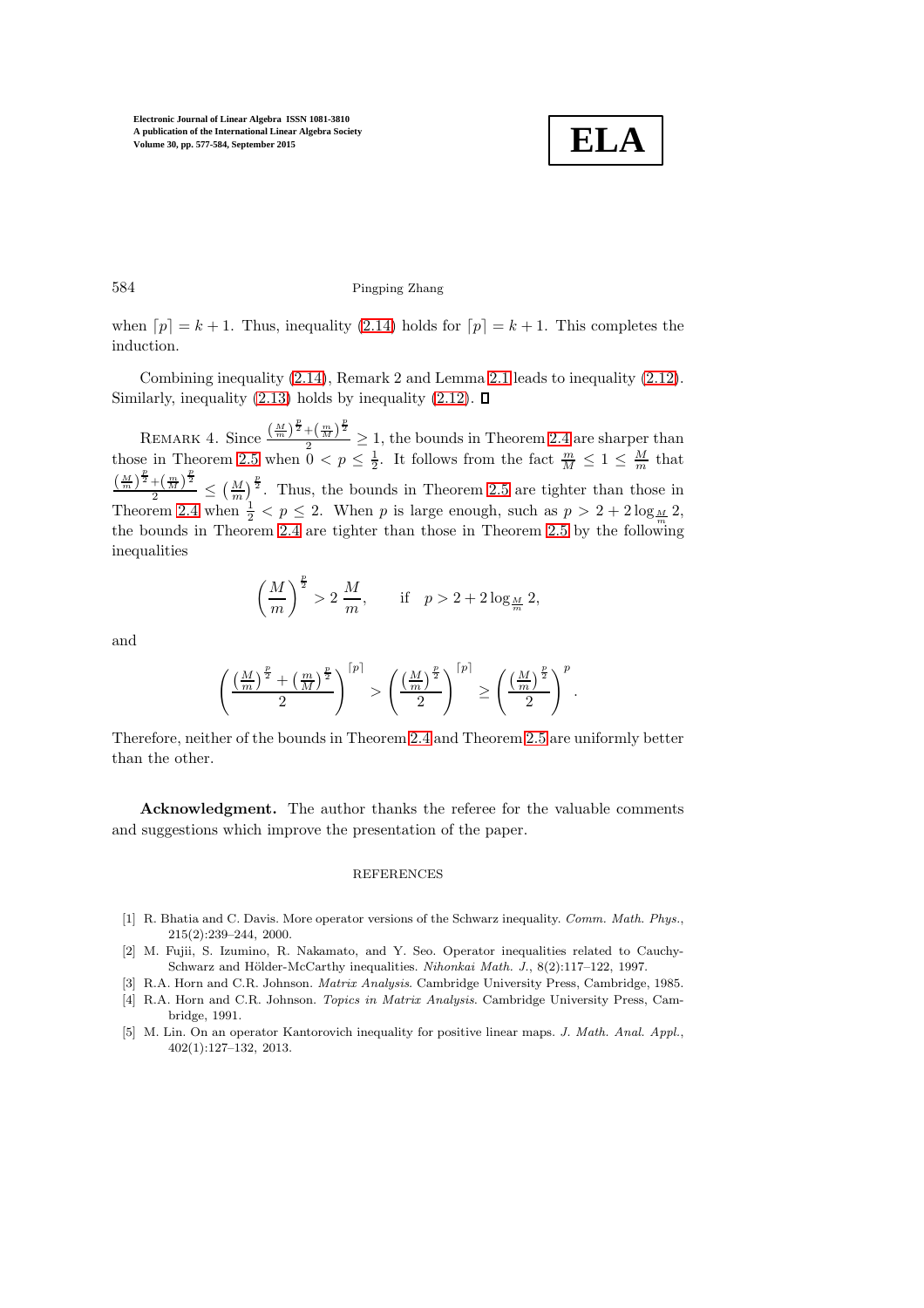when $\lceil p \rceil = k+1$. Thus, inequality (2.14) holds for $\lceil p \rceil = k+1$. This completes the induction.

Combining inequality (2.14), Remark 2 and Lemma 2.1 leads to inequality (2.12). Similarly, inequality (2.13) holds by inequality (2.12). $\square$

REMARK 4. Since $\frac{\left(\frac{M}{m}\right)^{\frac{p}{2}}+\left(\frac{m}{M}\right)^{\frac{p}{2}}}{2} \geq 1$, the bounds in Theorem 2.4 are sharper than those in Theorem 2.5 when $0 < p \leq \frac{1}{2}$. It follows from the fact $\frac{m}{M} \leq 1 \leq \frac{M}{m}$ that $\frac{\left(\frac{M}{m}\right)^{\frac{p}{2}}+\left(\frac{m}{M}\right)^{\frac{p}{2}}}{2} \leq \left(\frac{M}{m}\right)^{\frac{p}{2}}$. Thus, the bounds in Theorem 2.5 are tighter than those in Theorem 2.4 when $\frac{1}{2} < p \leq 2$. When $p$ is large enough, such as $p > 2 + 2\log_{\frac{M}{m}} 2$, the bounds in Theorem 2.4 are tighter than those in Theorem 2.5 by the following inequalities

$$\left(\frac{M}{m}\right)^{\frac{p}{2}} > 2\,\frac{M}{m}, \qquad \text{if} \quad p > 2 + 2\log_{\frac{M}{m}} 2,$$

and

$$\left(\frac{\left(\frac{M}{m}\right)^{\frac{p}{2}}+\left(\frac{m}{M}\right)^{\frac{p}{2}}}{2}\right)^{\lceil p \rceil} > \left(\frac{\left(\frac{M}{m}\right)^{\frac{p}{2}}}{2}\right)^{\lceil p \rceil} \geq \left(\frac{\left(\frac{M}{m}\right)^{\frac{p}{2}}}{2}\right)^{p}.$$

Therefore, neither of the bounds in Theorem 2.4 and Theorem 2.5 are uniformly better than the other.

**Acknowledgment.** The author thanks the referee for the valuable comments and suggestions which improve the presentation of the paper.

## REFERENCES

[1] R. Bhatia and C. Davis. More operator versions of the Schwarz inequality. *Comm. Math. Phys.*, 215(2):239–244, 2000.

[2] M. Fujii, S. Izumino, R. Nakamato, and Y. Seo. Operator inequalities related to Cauchy-Schwarz and Hölder-McCarthy inequalities. *Nihonkai Math. J.*, 8(2):117–122, 1997.

[3] R.A. Horn and C.R. Johnson. *Matrix Analysis*. Cambridge University Press, Cambridge, 1985.

[4] R.A. Horn and C.R. Johnson. *Topics in Matrix Analysis*. Cambridge University Press, Cambridge, 1991.

[5] M. Lin. On an operator Kantorovich inequality for positive linear maps. *J. Math. Anal. Appl.*, 402(1):127–132, 2013.